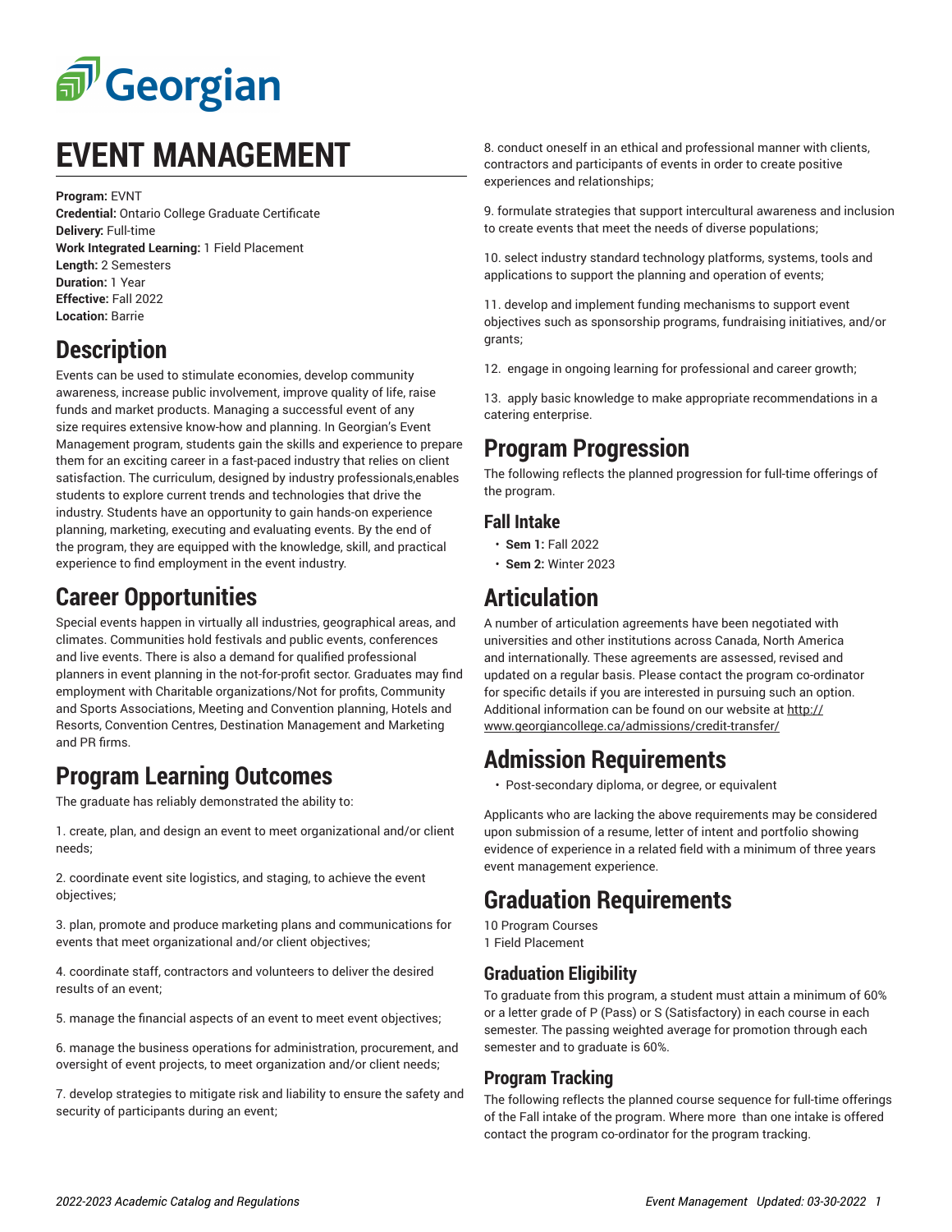# EVENT MANAGEMENT

**Program:** EVNT
**Credential:** Ontario College Graduate Certificate
**Delivery:** Full-time
**Work Integrated Learning:** 1 Field Placement
**Length:** 2 Semesters
**Duration:** 1 Year
**Effective:** Fall 2022
**Location:** Barrie

## Description

Events can be used to stimulate economies, develop community awareness, increase public involvement, improve quality of life, raise funds and market products. Managing a successful event of any size requires extensive know-how and planning. In Georgian's Event Management program, students gain the skills and experience to prepare them for an exciting career in a fast-paced industry that relies on client satisfaction. The curriculum, designed by industry professionals,enables students to explore current trends and technologies that drive the industry. Students have an opportunity to gain hands-on experience planning, marketing, executing and evaluating events. By the end of the program, they are equipped with the knowledge, skill, and practical experience to find employment in the event industry.

## Career Opportunities

Special events happen in virtually all industries, geographical areas, and climates. Communities hold festivals and public events, conferences and live events. There is also a demand for qualified professional planners in event planning in the not-for-profit sector. Graduates may find employment with Charitable organizations/Not for profits, Community and Sports Associations, Meeting and Convention planning, Hotels and Resorts, Convention Centres, Destination Management and Marketing and PR firms.

## Program Learning Outcomes

The graduate has reliably demonstrated the ability to:

1. create, plan, and design an event to meet organizational and/or client needs;

2. coordinate event site logistics, and staging, to achieve the event objectives;

3. plan, promote and produce marketing plans and communications for events that meet organizational and/or client objectives;

4. coordinate staff, contractors and volunteers to deliver the desired results of an event;

5. manage the financial aspects of an event to meet event objectives;

6. manage the business operations for administration, procurement, and oversight of event projects, to meet organization and/or client needs;

7. develop strategies to mitigate risk and liability to ensure the safety and security of participants during an event;

8. conduct oneself in an ethical and professional manner with clients, contractors and participants of events in order to create positive experiences and relationships;

9. formulate strategies that support intercultural awareness and inclusion to create events that meet the needs of diverse populations;

10. select industry standard technology platforms, systems, tools and applications to support the planning and operation of events;

11. develop and implement funding mechanisms to support event objectives such as sponsorship programs, fundraising initiatives, and/or grants;

12. engage in ongoing learning for professional and career growth;

13. apply basic knowledge to make appropriate recommendations in a catering enterprise.

## Program Progression

The following reflects the planned progression for full-time offerings of the program.

### Fall Intake

- **Sem 1:** Fall 2022
- **Sem 2:** Winter 2023

## Articulation

A number of articulation agreements have been negotiated with universities and other institutions across Canada, North America and internationally. These agreements are assessed, revised and updated on a regular basis. Please contact the program co-ordinator for specific details if you are interested in pursuing such an option. Additional information can be found on our website at http://www.georgiancollege.ca/admissions/credit-transfer/

## Admission Requirements

- Post-secondary diploma, or degree, or equivalent

Applicants who are lacking the above requirements may be considered upon submission of a resume, letter of intent and portfolio showing evidence of experience in a related field with a minimum of three years event management experience.

## Graduation Requirements

10 Program Courses
1 Field Placement

### Graduation Eligibility

To graduate from this program, a student must attain a minimum of 60% or a letter grade of P (Pass) or S (Satisfactory) in each course in each semester. The passing weighted average for promotion through each semester and to graduate is 60%.

### Program Tracking

The following reflects the planned course sequence for full-time offerings of the Fall intake of the program. Where more than one intake is offered contact the program co-ordinator for the program tracking.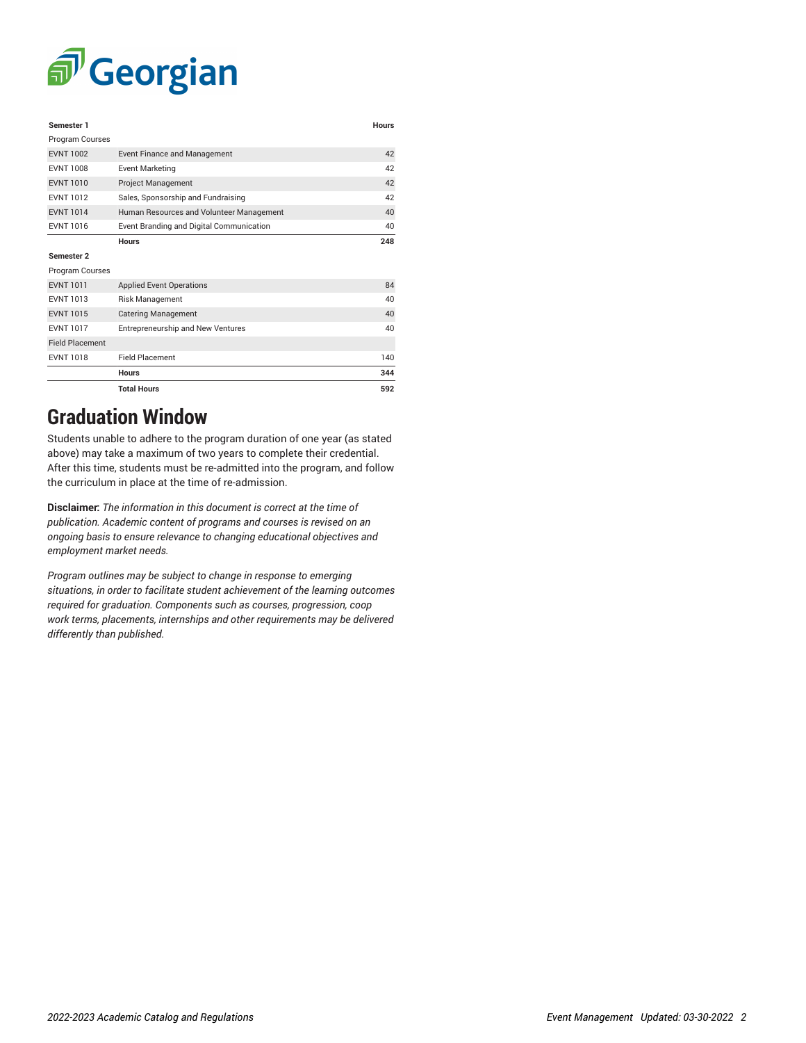| Semester 1 | | Hours |
|---|---|---|
| Program Courses | | |
| EVNT 1002 | Event Finance and Management | 42 |
| EVNT 1008 | Event Marketing | 42 |
| EVNT 1010 | Project Management | 42 |
| EVNT 1012 | Sales, Sponsorship and Fundraising | 42 |
| EVNT 1014 | Human Resources and Volunteer Management | 40 |
| EVNT 1016 | Event Branding and Digital Communication | 40 |
| | **Hours** | **248** |
| **Semester 2** | | |
| Program Courses | | |
| EVNT 1011 | Applied Event Operations | 84 |
| EVNT 1013 | Risk Management | 40 |
| EVNT 1015 | Catering Management | 40 |
| EVNT 1017 | Entrepreneurship and New Ventures | 40 |
| Field Placement | | |
| EVNT 1018 | Field Placement | 140 |
| | **Hours** | **344** |
| | **Total Hours** | **592** |

## Graduation Window

Students unable to adhere to the program duration of one year (as stated above) may take a maximum of two years to complete their credential. After this time, students must be re-admitted into the program, and follow the curriculum in place at the time of re-admission.

**Disclaimer:** *The information in this document is correct at the time of publication. Academic content of programs and courses is revised on an ongoing basis to ensure relevance to changing educational objectives and employment market needs.*

*Program outlines may be subject to change in response to emerging situations, in order to facilitate student achievement of the learning outcomes required for graduation. Components such as courses, progression, coop work terms, placements, internships and other requirements may be delivered differently than published.*